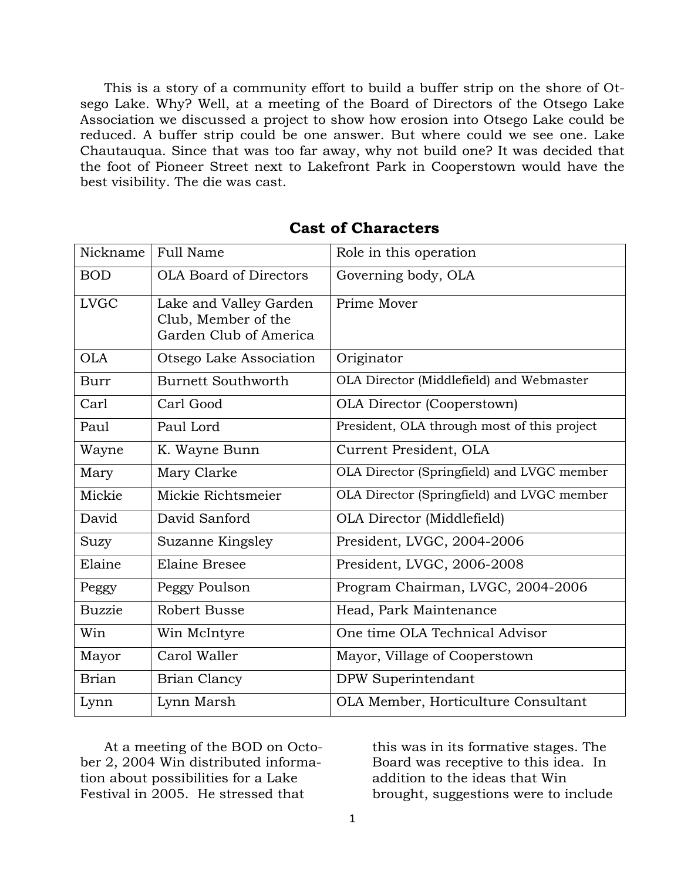This is a story of a community effort to build a buffer strip on the shore of Otsego Lake. Why? Well, at a meeting of the Board of Directors of the Otsego Lake Association we discussed a project to show how erosion into Otsego Lake could be reduced. A buffer strip could be one answer. But where could we see one. Lake Chautauqua. Since that was too far away, why not build one? It was decided that the foot of Pioneer Street next to Lakefront Park in Cooperstown would have the best visibility. The die was cast.

## Cast of Characters

| Nickname | Full Name | Role in this operation |
|---|---|---|
| BOD | OLA Board of Directors | Governing body, OLA |
| LVGC | Lake and Valley Garden Club, Member of the Garden Club of America | Prime Mover |
| OLA | Otsego Lake Association | Originator |
| Burr | Burnett Southworth | OLA Director (Middlefield) and Webmaster |
| Carl | Carl Good | OLA Director (Cooperstown) |
| Paul | Paul Lord | President, OLA through most of this project |
| Wayne | K. Wayne Bunn | Current President, OLA |
| Mary | Mary Clarke | OLA Director (Springfield) and LVGC member |
| Mickie | Mickie Richtsmeier | OLA Director (Springfield) and LVGC member |
| David | David Sanford | OLA Director (Middlefield) |
| Suzy | Suzanne Kingsley | President, LVGC, 2004-2006 |
| Elaine | Elaine Bresee | President, LVGC, 2006-2008 |
| Peggy | Peggy Poulson | Program Chairman, LVGC, 2004-2006 |
| Buzzie | Robert Busse | Head, Park Maintenance |
| Win | Win McIntyre | One time OLA Technical Advisor |
| Mayor | Carol Waller | Mayor, Village of Cooperstown |
| Brian | Brian Clancy | DPW Superintendant |
| Lynn | Lynn Marsh | OLA Member, Horticulture Consultant |

At a meeting of the BOD on October 2, 2004 Win distributed information about possibilities for a Lake Festival in 2005. He stressed that this was in its formative stages. The Board was receptive to this idea. In addition to the ideas that Win brought, suggestions were to include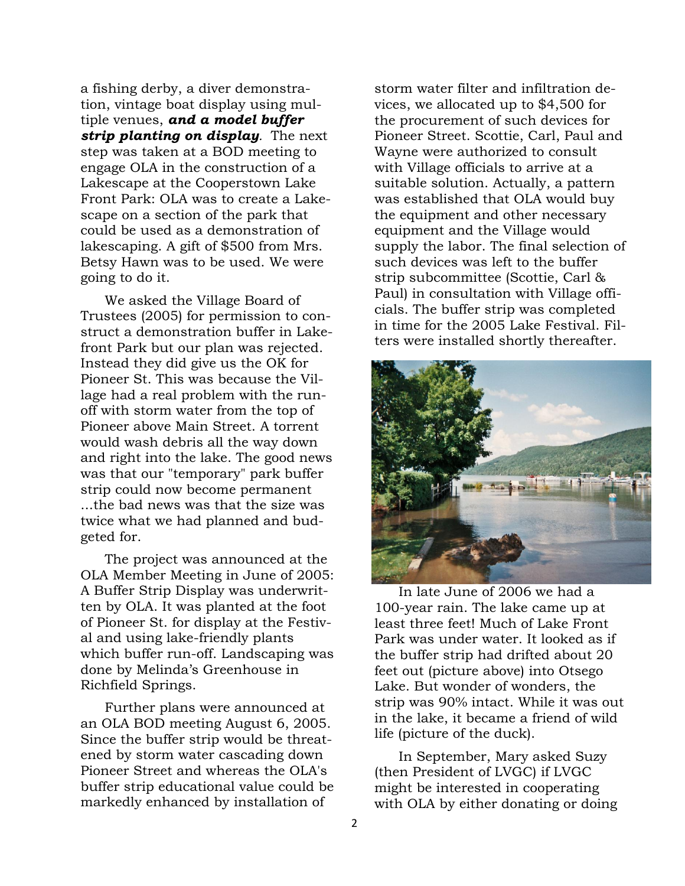a fishing derby, a diver demonstration, vintage boat display using multiple venues, ***and a model buffer strip planting on display***. The next step was taken at a BOD meeting to engage OLA in the construction of a Lakescape at the Cooperstown Lake Front Park: OLA was to create a Lakescape on a section of the park that could be used as a demonstration of lakescaping. A gift of $500 from Mrs. Betsy Hawn was to be used. We were going to do it.

We asked the Village Board of Trustees (2005) for permission to construct a demonstration buffer in Lakefront Park but our plan was rejected. Instead they did give us the OK for Pioneer St. This was because the Village had a real problem with the runoff with storm water from the top of Pioneer above Main Street. A torrent would wash debris all the way down and right into the lake. The good news was that our "temporary" park buffer strip could now become permanent ...the bad news was that the size was twice what we had planned and budgeted for.

The project was announced at the OLA Member Meeting in June of 2005: A Buffer Strip Display was underwritten by OLA. It was planted at the foot of Pioneer St. for display at the Festival and using lake-friendly plants which buffer run-off. Landscaping was done by Melinda's Greenhouse in Richfield Springs.

Further plans were announced at an OLA BOD meeting August 6, 2005. Since the buffer strip would be threatened by storm water cascading down Pioneer Street and whereas the OLA's buffer strip educational value could be markedly enhanced by installation of storm water filter and infiltration devices, we allocated up to $4,500 for the procurement of such devices for Pioneer Street. Scottie, Carl, Paul and Wayne were authorized to consult with Village officials to arrive at a suitable solution. Actually, a pattern was established that OLA would buy the equipment and other necessary equipment and the Village would supply the labor. The final selection of such devices was left to the buffer strip subcommittee (Scottie, Carl & Paul) in consultation with Village officials. The buffer strip was completed in time for the 2005 Lake Festival. Filters were installed shortly thereafter.

In late June of 2006 we had a 100-year rain. The lake came up at least three feet! Much of Lake Front Park was under water. It looked as if the buffer strip had drifted about 20 feet out (picture above) into Otsego Lake. But wonder of wonders, the strip was 90% intact. While it was out in the lake, it became a friend of wild life (picture of the duck).

In September, Mary asked Suzy (then President of LVGC) if LVGC might be interested in cooperating with OLA by either donating or doing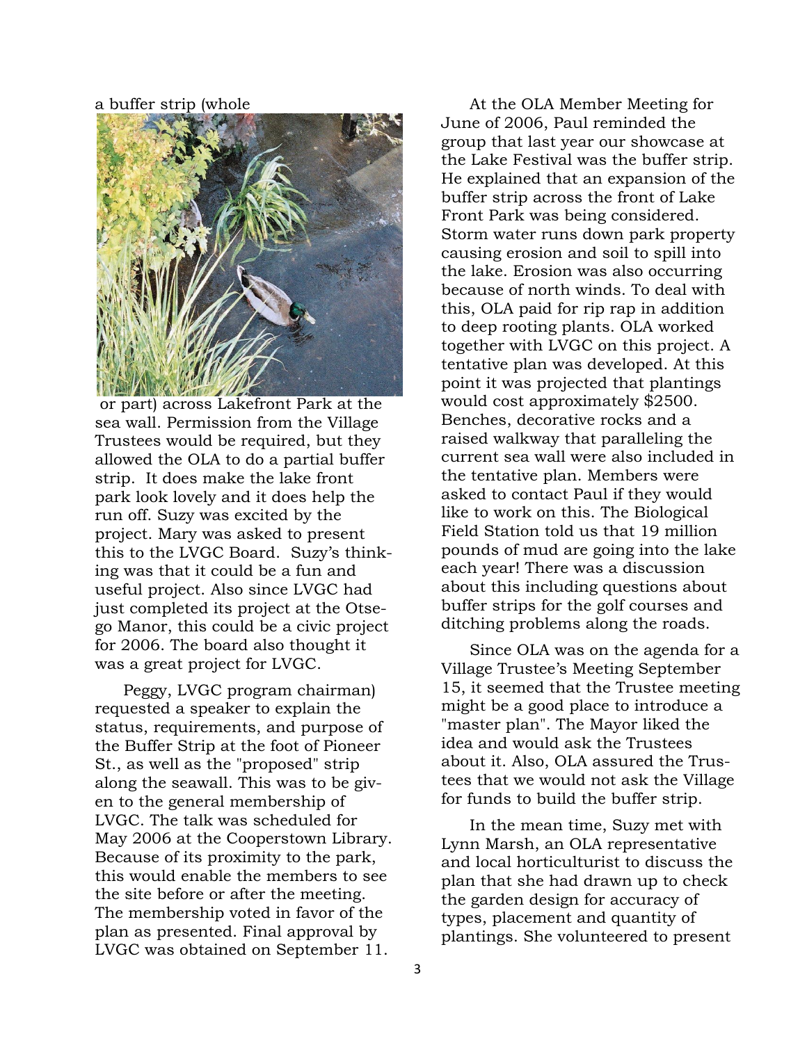a buffer strip (whole or part) across Lakefront Park at the sea wall. Permission from the Village Trustees would be required, but they allowed the OLA to do a partial buffer strip. It does make the lake front park look lovely and it does help the run off. Suzy was excited by the project. Mary was asked to present this to the LVGC Board. Suzy's thinking was that it could be a fun and useful project. Also since LVGC had just completed its project at the Otsego Manor, this could be a civic project for 2006. The board also thought it was a great project for LVGC.

Peggy, LVGC program chairman) requested a speaker to explain the status, requirements, and purpose of the Buffer Strip at the foot of Pioneer St., as well as the "proposed" strip along the seawall. This was to be given to the general membership of LVGC. The talk was scheduled for May 2006 at the Cooperstown Library. Because of its proximity to the park, this would enable the members to see the site before or after the meeting. The membership voted in favor of the plan as presented. Final approval by LVGC was obtained on September 11.

At the OLA Member Meeting for June of 2006, Paul reminded the group that last year our showcase at the Lake Festival was the buffer strip. He explained that an expansion of the buffer strip across the front of Lake Front Park was being considered. Storm water runs down park property causing erosion and soil to spill into the lake. Erosion was also occurring because of north winds. To deal with this, OLA paid for rip rap in addition to deep rooting plants. OLA worked together with LVGC on this project. A tentative plan was developed. At this point it was projected that plantings would cost approximately $2500. Benches, decorative rocks and a raised walkway that paralleling the current sea wall were also included in the tentative plan. Members were asked to contact Paul if they would like to work on this. The Biological Field Station told us that 19 million pounds of mud are going into the lake each year! There was a discussion about this including questions about buffer strips for the golf courses and ditching problems along the roads.

Since OLA was on the agenda for a Village Trustee's Meeting September 15, it seemed that the Trustee meeting might be a good place to introduce a "master plan". The Mayor liked the idea and would ask the Trustees about it. Also, OLA assured the Trustees that we would not ask the Village for funds to build the buffer strip.

In the mean time, Suzy met with Lynn Marsh, an OLA representative and local horticulturist to discuss the plan that she had drawn up to check the garden design for accuracy of types, placement and quantity of plantings. She volunteered to present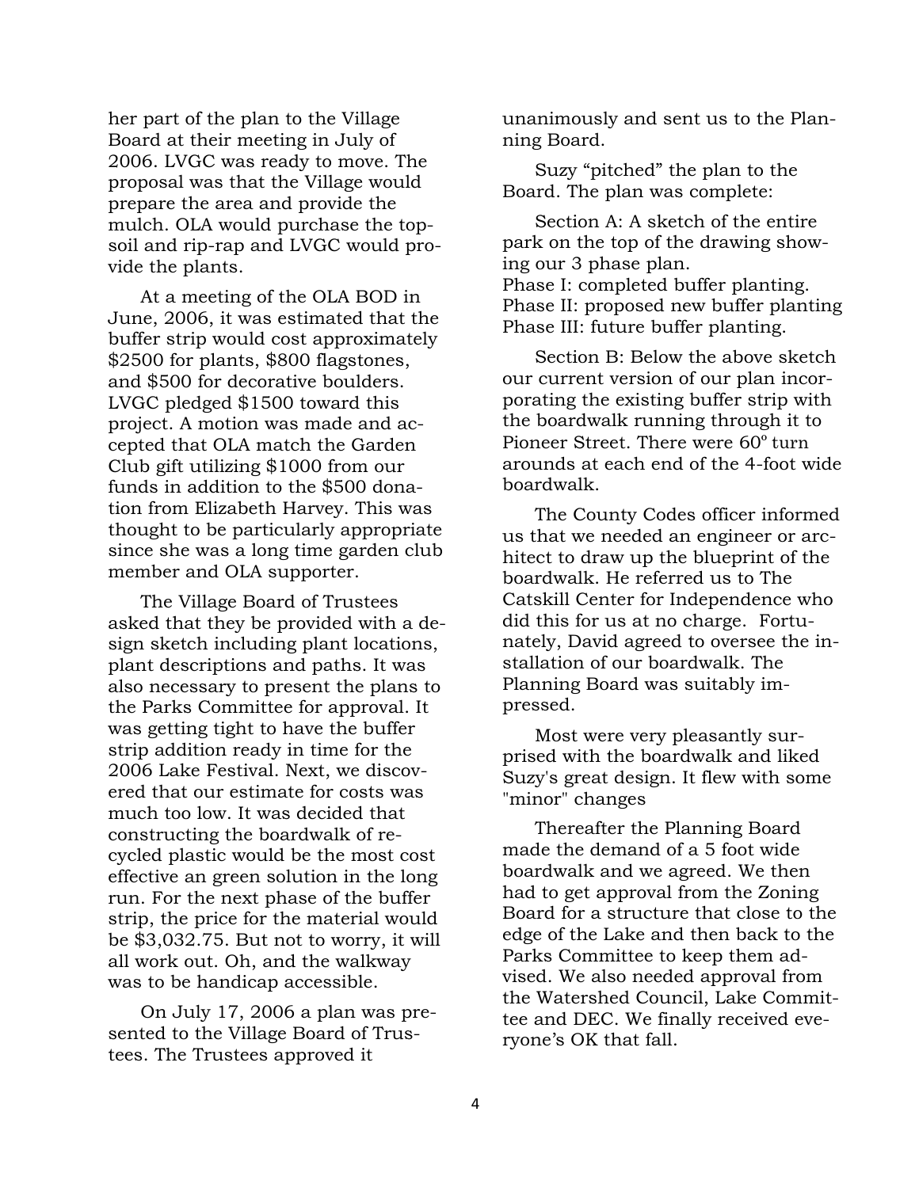her part of the plan to the Village Board at their meeting in July of 2006. LVGC was ready to move. The proposal was that the Village would prepare the area and provide the mulch. OLA would purchase the topsoil and rip-rap and LVGC would provide the plants.

At a meeting of the OLA BOD in June, 2006, it was estimated that the buffer strip would cost approximately $2500 for plants, $800 flagstones, and $500 for decorative boulders. LVGC pledged $1500 toward this project. A motion was made and accepted that OLA match the Garden Club gift utilizing $1000 from our funds in addition to the $500 donation from Elizabeth Harvey. This was thought to be particularly appropriate since she was a long time garden club member and OLA supporter.

The Village Board of Trustees asked that they be provided with a design sketch including plant locations, plant descriptions and paths. It was also necessary to present the plans to the Parks Committee for approval. It was getting tight to have the buffer strip addition ready in time for the 2006 Lake Festival. Next, we discovered that our estimate for costs was much too low. It was decided that constructing the boardwalk of recycled plastic would be the most cost effective an green solution in the long run. For the next phase of the buffer strip, the price for the material would be $3,032.75. But not to worry, it will all work out. Oh, and the walkway was to be handicap accessible.

On July 17, 2006 a plan was presented to the Village Board of Trustees. The Trustees approved it unanimously and sent us to the Planning Board.

Suzy "pitched" the plan to the Board. The plan was complete:

Section A: A sketch of the entire park on the top of the drawing showing our 3 phase plan.
Phase I: completed buffer planting.
Phase II: proposed new buffer planting
Phase III: future buffer planting.

Section B: Below the above sketch our current version of our plan incorporating the existing buffer strip with the boardwalk running through it to Pioneer Street. There were 60º turn arounds at each end of the 4-foot wide boardwalk.

The County Codes officer informed us that we needed an engineer or architect to draw up the blueprint of the boardwalk. He referred us to The Catskill Center for Independence who did this for us at no charge. Fortunately, David agreed to oversee the installation of our boardwalk. The Planning Board was suitably impressed.

Most were very pleasantly surprised with the boardwalk and liked Suzy's great design. It flew with some "minor" changes

Thereafter the Planning Board made the demand of a 5 foot wide boardwalk and we agreed. We then had to get approval from the Zoning Board for a structure that close to the edge of the Lake and then back to the Parks Committee to keep them advised. We also needed approval from the Watershed Council, Lake Committee and DEC. We finally received everyone's OK that fall.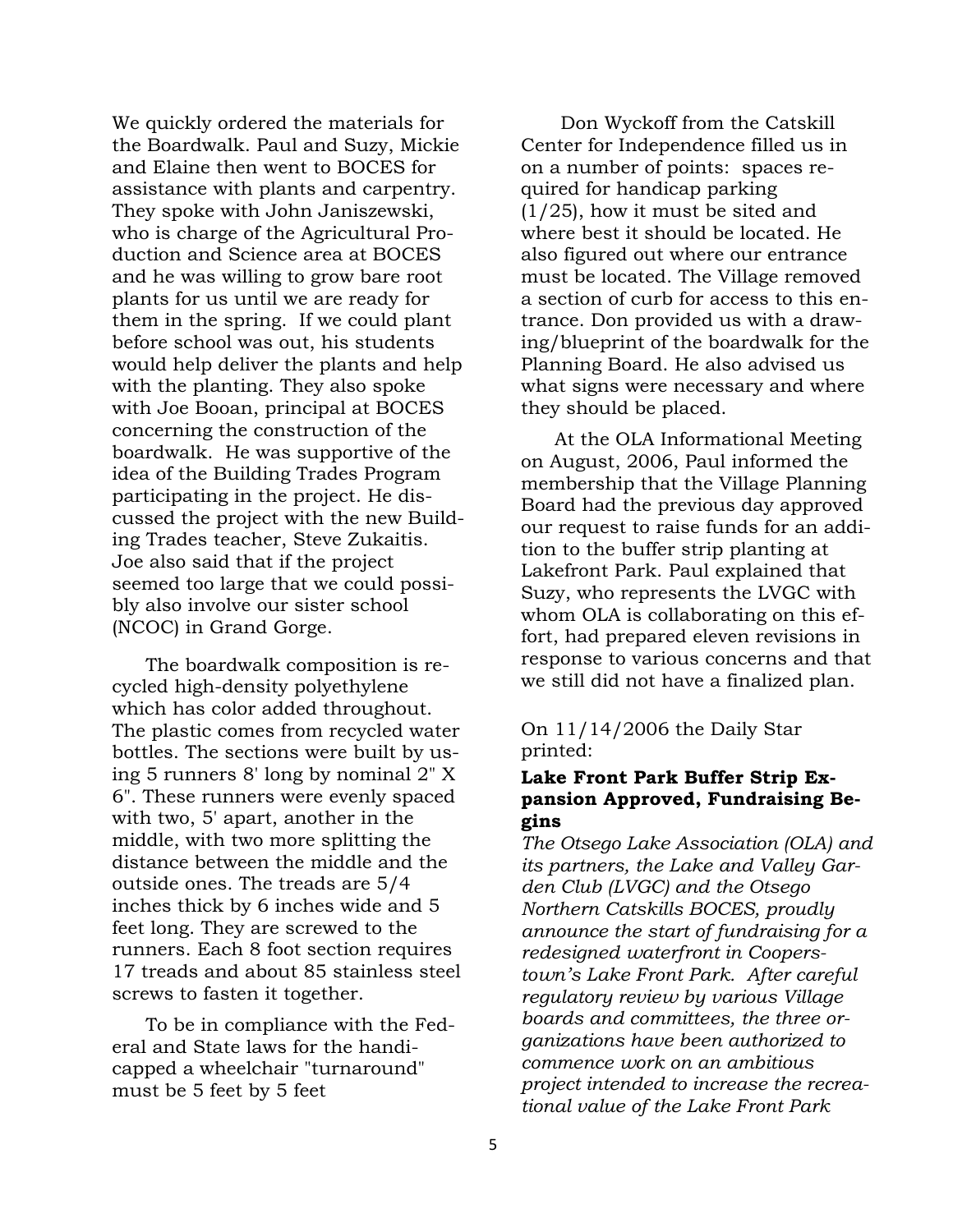We quickly ordered the materials for the Boardwalk. Paul and Suzy, Mickie and Elaine then went to BOCES for assistance with plants and carpentry. They spoke with John Janiszewski, who is charge of the Agricultural Production and Science area at BOCES and he was willing to grow bare root plants for us until we are ready for them in the spring. If we could plant before school was out, his students would help deliver the plants and help with the planting. They also spoke with Joe Booan, principal at BOCES concerning the construction of the boardwalk. He was supportive of the idea of the Building Trades Program participating in the project. He discussed the project with the new Building Trades teacher, Steve Zukaitis. Joe also said that if the project seemed too large that we could possibly also involve our sister school (NCOC) in Grand Gorge.

The boardwalk composition is recycled high-density polyethylene which has color added throughout. The plastic comes from recycled water bottles. The sections were built by using 5 runners 8' long by nominal 2" X 6". These runners were evenly spaced with two, 5' apart, another in the middle, with two more splitting the distance between the middle and the outside ones. The treads are 5/4 inches thick by 6 inches wide and 5 feet long. They are screwed to the runners. Each 8 foot section requires 17 treads and about 85 stainless steel screws to fasten it together.

To be in compliance with the Federal and State laws for the handicapped a wheelchair "turnaround" must be 5 feet by 5 feet

Don Wyckoff from the Catskill Center for Independence filled us in on a number of points: spaces required for handicap parking (1/25), how it must be sited and where best it should be located. He also figured out where our entrance must be located. The Village removed a section of curb for access to this entrance. Don provided us with a drawing/blueprint of the boardwalk for the Planning Board. He also advised us what signs were necessary and where they should be placed.

At the OLA Informational Meeting on August, 2006, Paul informed the membership that the Village Planning Board had the previous day approved our request to raise funds for an addition to the buffer strip planting at Lakefront Park. Paul explained that Suzy, who represents the LVGC with whom OLA is collaborating on this effort, had prepared eleven revisions in response to various concerns and that we still did not have a finalized plan.

On 11/14/2006 the Daily Star printed:

**Lake Front Park Buffer Strip Expansion Approved, Fundraising Begins**

*The Otsego Lake Association (OLA) and its partners, the Lake and Valley Garden Club (LVGC) and the Otsego Northern Catskills BOCES, proudly announce the start of fundraising for a redesigned waterfront in Cooperstown's Lake Front Park. After careful regulatory review by various Village boards and committees, the three organizations have been authorized to commence work on an ambitious project intended to increase the recreational value of the Lake Front Park*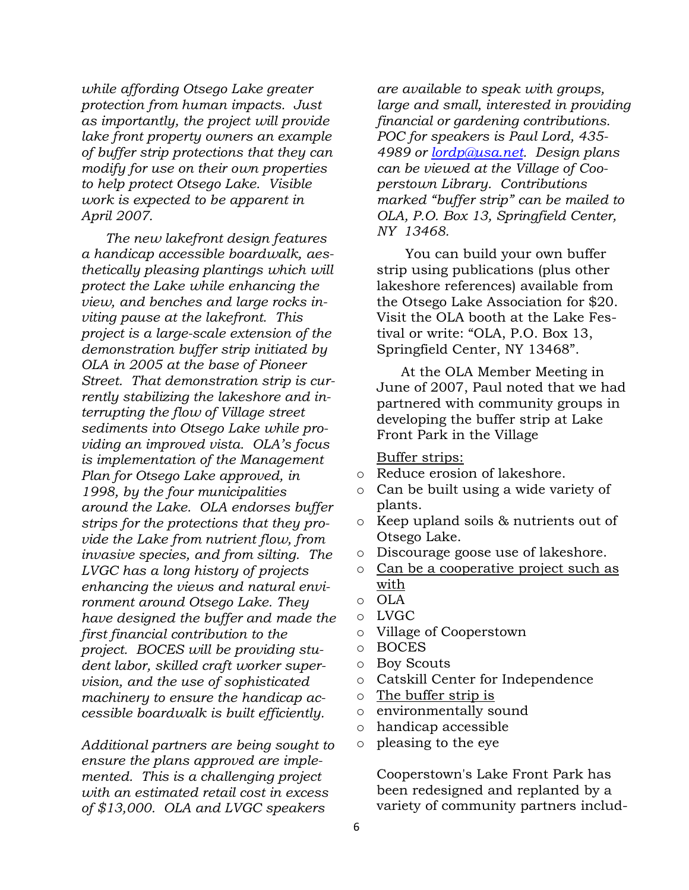*while affording Otsego Lake greater protection from human impacts. Just as importantly, the project will provide lake front property owners an example of buffer strip protections that they can modify for use on their own properties to help protect Otsego Lake. Visible work is expected to be apparent in April 2007.*

*The new lakefront design features a handicap accessible boardwalk, aesthetically pleasing plantings which will protect the Lake while enhancing the view, and benches and large rocks inviting pause at the lakefront. This project is a large-scale extension of the demonstration buffer strip initiated by OLA in 2005 at the base of Pioneer Street. That demonstration strip is currently stabilizing the lakeshore and interrupting the flow of Village street sediments into Otsego Lake while providing an improved vista. OLA's focus is implementation of the Management Plan for Otsego Lake approved, in 1998, by the four municipalities around the Lake. OLA endorses buffer strips for the protections that they provide the Lake from nutrient flow, from invasive species, and from silting. The LVGC has a long history of projects enhancing the views and natural environment around Otsego Lake. They have designed the buffer and made the first financial contribution to the project. BOCES will be providing student labor, skilled craft worker supervision, and the use of sophisticated machinery to ensure the handicap accessible boardwalk is built efficiently.*

*Additional partners are being sought to ensure the plans approved are implemented. This is a challenging project with an estimated retail cost in excess of $13,000. OLA and LVGC speakers are available to speak with groups, large and small, interested in providing financial or gardening contributions. POC for speakers is Paul Lord, 435-4989 or [lordp@usa.net](mailto:lordp@usa.net). Design plans can be viewed at the Village of Cooperstown Library. Contributions marked "buffer strip" can be mailed to OLA, P.O. Box 13, Springfield Center, NY 13468.*

You can build your own buffer strip using publications (plus other lakeshore references) available from the Otsego Lake Association for $20. Visit the OLA booth at the Lake Festival or write: "OLA, P.O. Box 13, Springfield Center, NY 13468".

At the OLA Member Meeting in June of 2007, Paul noted that we had partnered with community groups in developing the buffer strip at Lake Front Park in the Village

<u>Buffer strips:</u>

- Reduce erosion of lakeshore.
- Can be built using a wide variety of plants.
- Keep upland soils & nutrients out of Otsego Lake.
- Discourage goose use of lakeshore.
- <u>Can be a cooperative project such as with</u>
- OLA
- LVGC
- Village of Cooperstown
- BOCES
- Boy Scouts
- Catskill Center for Independence
- <u>The buffer strip is</u>
- environmentally sound
- handicap accessible
- pleasing to the eye

Cooperstown's Lake Front Park has been redesigned and replanted by a variety of community partners includ-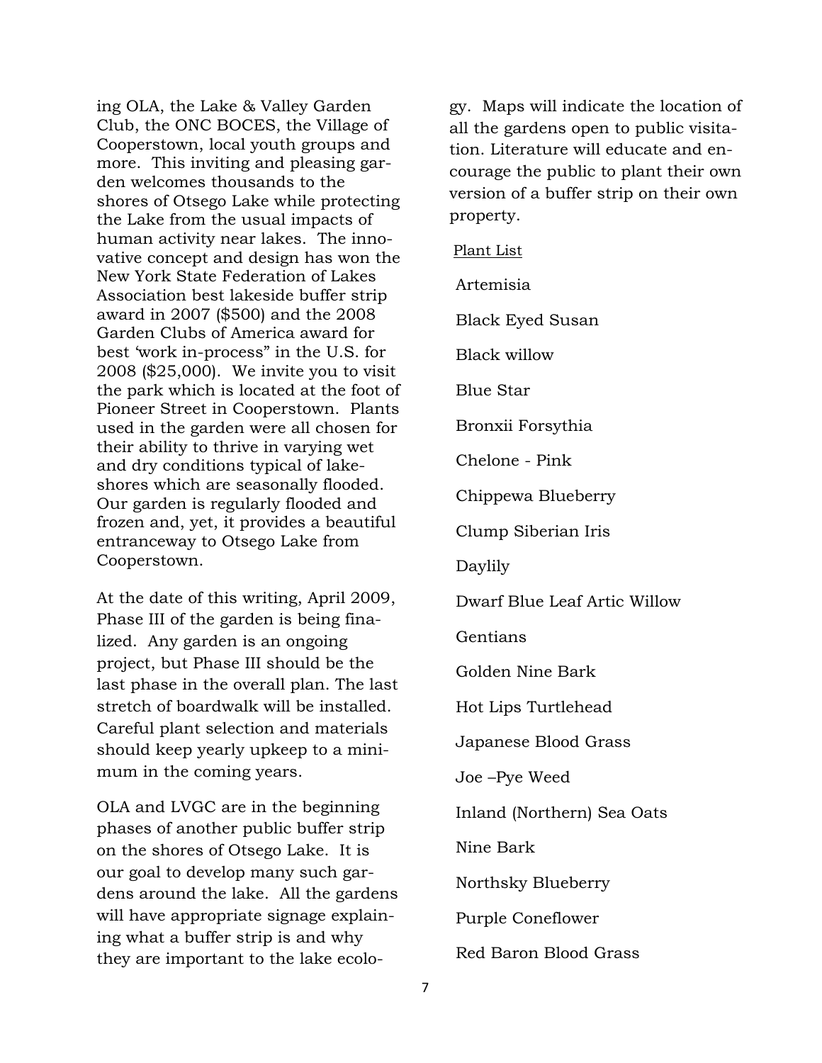ing OLA, the Lake & Valley Garden Club, the ONC BOCES, the Village of Cooperstown, local youth groups and more. This inviting and pleasing garden welcomes thousands to the shores of Otsego Lake while protecting the Lake from the usual impacts of human activity near lakes. The innovative concept and design has won the New York State Federation of Lakes Association best lakeside buffer strip award in 2007 ($500) and the 2008 Garden Clubs of America award for best 'work in-process" in the U.S. for 2008 ($25,000). We invite you to visit the park which is located at the foot of Pioneer Street in Cooperstown. Plants used in the garden were all chosen for their ability to thrive in varying wet and dry conditions typical of lakeshores which are seasonally flooded. Our garden is regularly flooded and frozen and, yet, it provides a beautiful entranceway to Otsego Lake from Cooperstown.

At the date of this writing, April 2009, Phase III of the garden is being finalized. Any garden is an ongoing project, but Phase III should be the last phase in the overall plan. The last stretch of boardwalk will be installed. Careful plant selection and materials should keep yearly upkeep to a minimum in the coming years.

OLA and LVGC are in the beginning phases of another public buffer strip on the shores of Otsego Lake. It is our goal to develop many such gardens around the lake. All the gardens will have appropriate signage explaining what a buffer strip is and why they are important to the lake ecology. Maps will indicate the location of all the gardens open to public visitation. Literature will educate and encourage the public to plant their own version of a buffer strip on their own property.

<u>Plant List</u>

Artemisia

Black Eyed Susan

Black willow

Blue Star

Bronxii Forsythia

Chelone - Pink

Chippewa Blueberry

Clump Siberian Iris

Daylily

Dwarf Blue Leaf Artic Willow

Gentians

Golden Nine Bark

Hot Lips Turtlehead

Japanese Blood Grass

Joe –Pye Weed

Inland (Northern) Sea Oats

Nine Bark

Northsky Blueberry

Purple Coneflower

Red Baron Blood Grass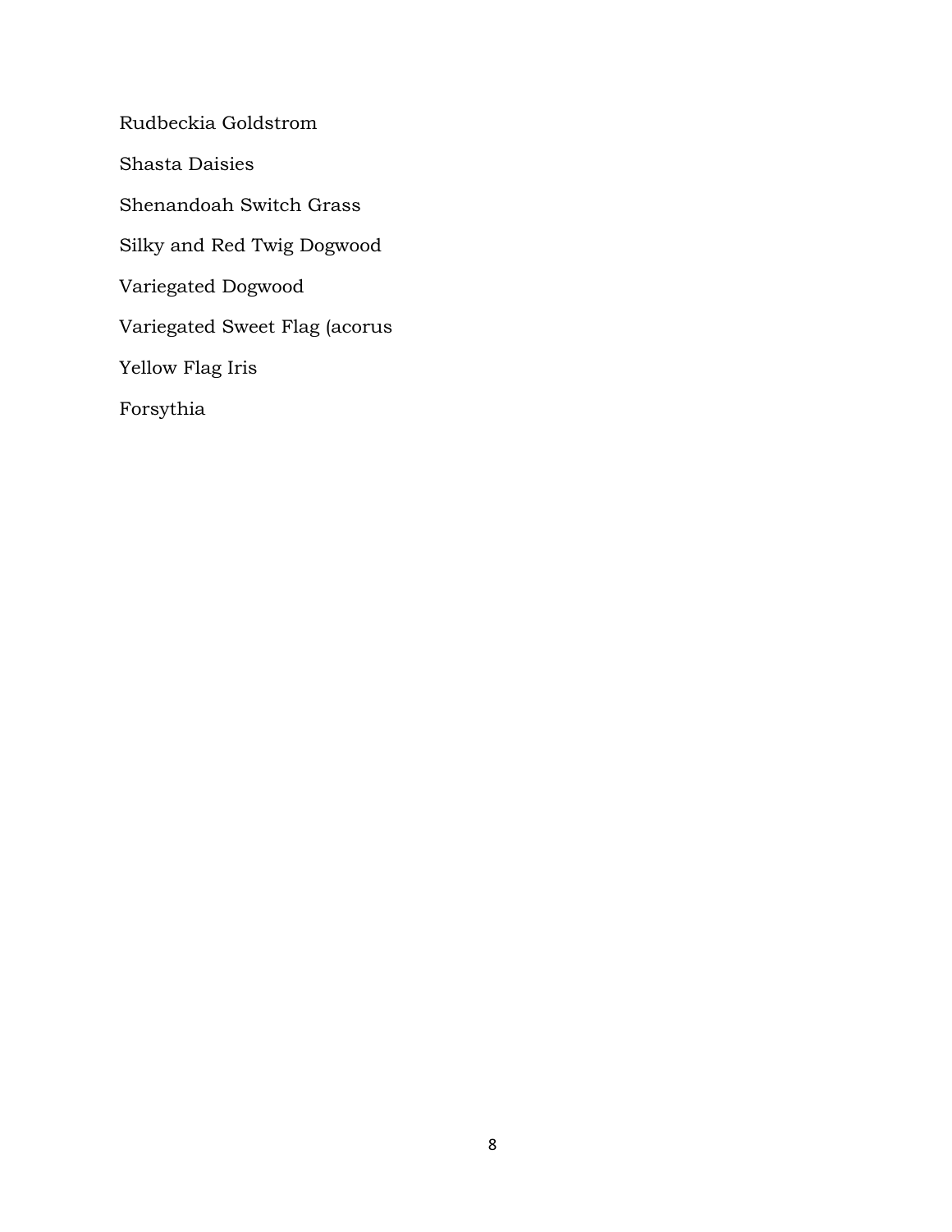Rudbeckia Goldstrom

Shasta Daisies

Shenandoah Switch Grass

Silky and Red Twig Dogwood

Variegated Dogwood

Variegated Sweet Flag (acorus

Yellow Flag Iris

Forsythia